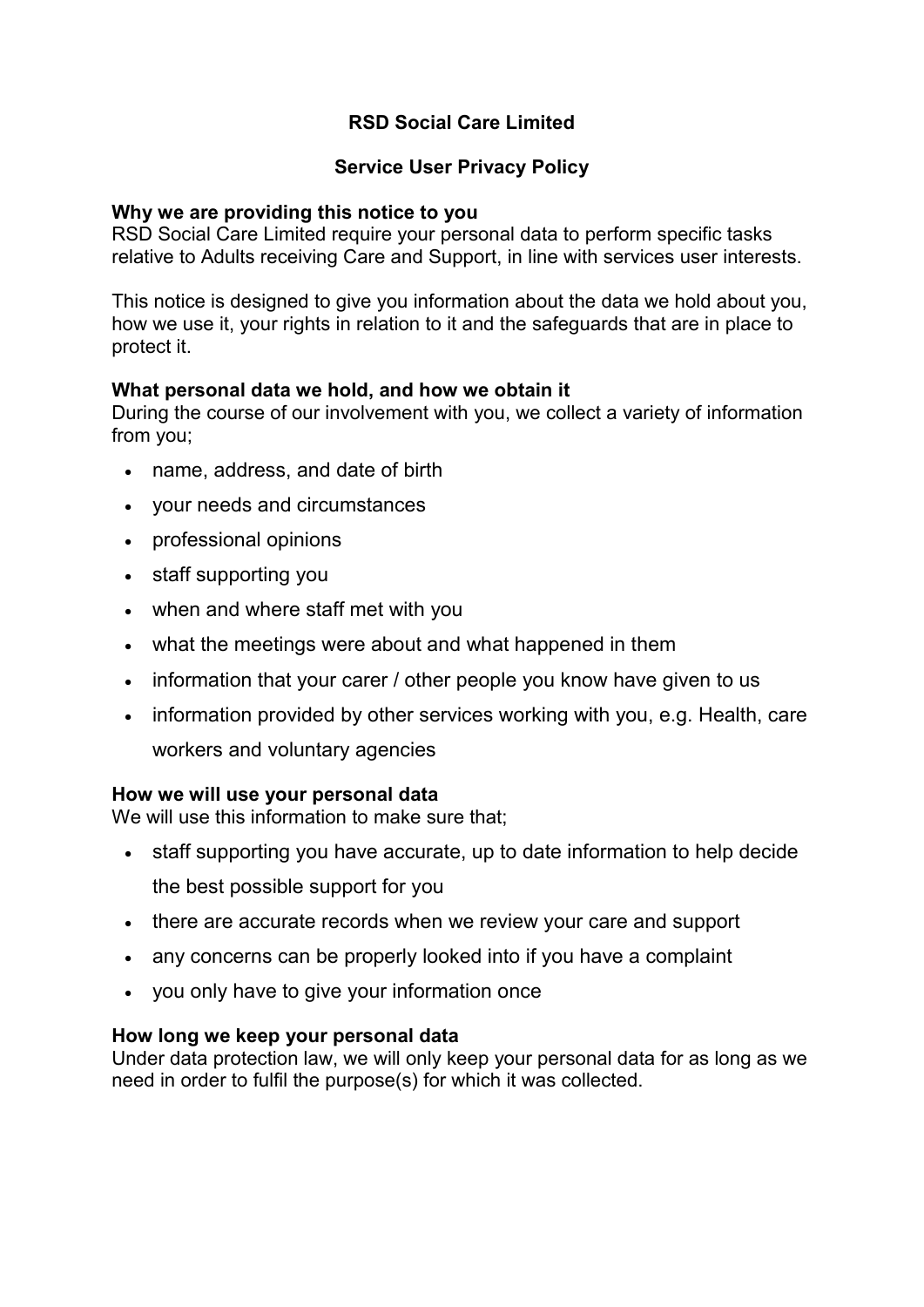# RSD Social Care Limited

## Service User Privacy Policy

**Why we are providing this notice to you**
RSD Social Care Limited require your personal data to perform specific tasks relative to Adults receiving Care and Support, in line with services user interests.

This notice is designed to give you information about the data we hold about you, how we use it, your rights in relation to it and the safeguards that are in place to protect it.

**What personal data we hold, and how we obtain it**
During the course of our involvement with you, we collect a variety of information from you;

- name, address, and date of birth
- your needs and circumstances
- professional opinions
- staff supporting you
- when and where staff met with you
- what the meetings were about and what happened in them
- information that your carer / other people you know have given to us
- information provided by other services working with you, e.g. Health, care workers and voluntary agencies

**How we will use your personal data**
We will use this information to make sure that;

- staff supporting you have accurate, up to date information to help decide the best possible support for you
- there are accurate records when we review your care and support
- any concerns can be properly looked into if you have a complaint
- you only have to give your information once

**How long we keep your personal data**
Under data protection law, we will only keep your personal data for as long as we need in order to fulfil the purpose(s) for which it was collected.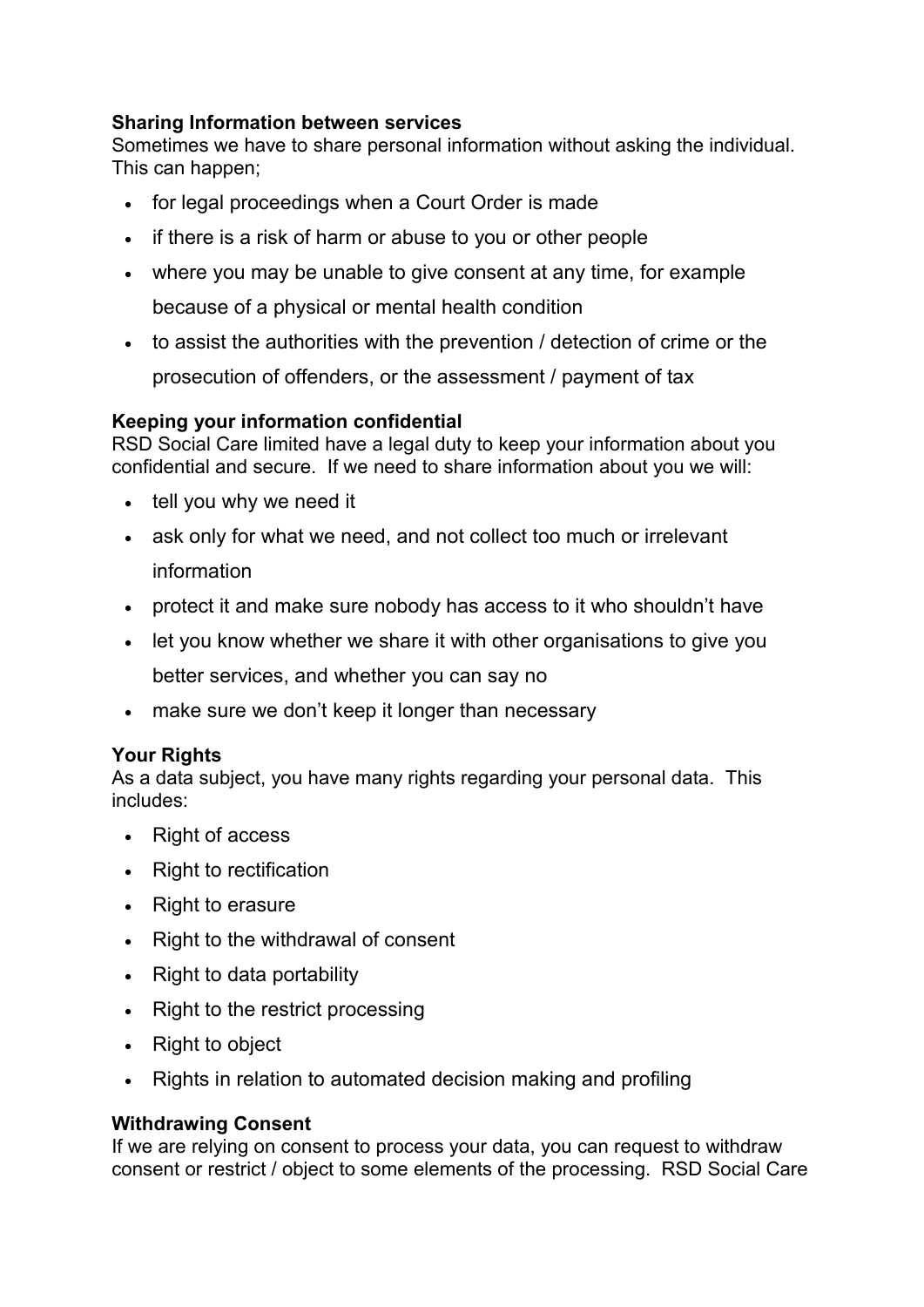**Sharing Information between services**
Sometimes we have to share personal information without asking the individual. This can happen;

- for legal proceedings when a Court Order is made
- if there is a risk of harm or abuse to you or other people
- where you may be unable to give consent at any time, for example because of a physical or mental health condition
- to assist the authorities with the prevention / detection of crime or the prosecution of offenders, or the assessment / payment of tax

**Keeping your information confidential**
RSD Social Care limited have a legal duty to keep your information about you confidential and secure. If we need to share information about you we will:

- tell you why we need it
- ask only for what we need, and not collect too much or irrelevant information
- protect it and make sure nobody has access to it who shouldn't have
- let you know whether we share it with other organisations to give you better services, and whether you can say no
- make sure we don't keep it longer than necessary

**Your Rights**
As a data subject, you have many rights regarding your personal data. This includes:

- Right of access
- Right to rectification
- Right to erasure
- Right to the withdrawal of consent
- Right to data portability
- Right to the restrict processing
- Right to object
- Rights in relation to automated decision making and profiling

**Withdrawing Consent**
If we are relying on consent to process your data, you can request to withdraw consent or restrict / object to some elements of the processing. RSD Social Care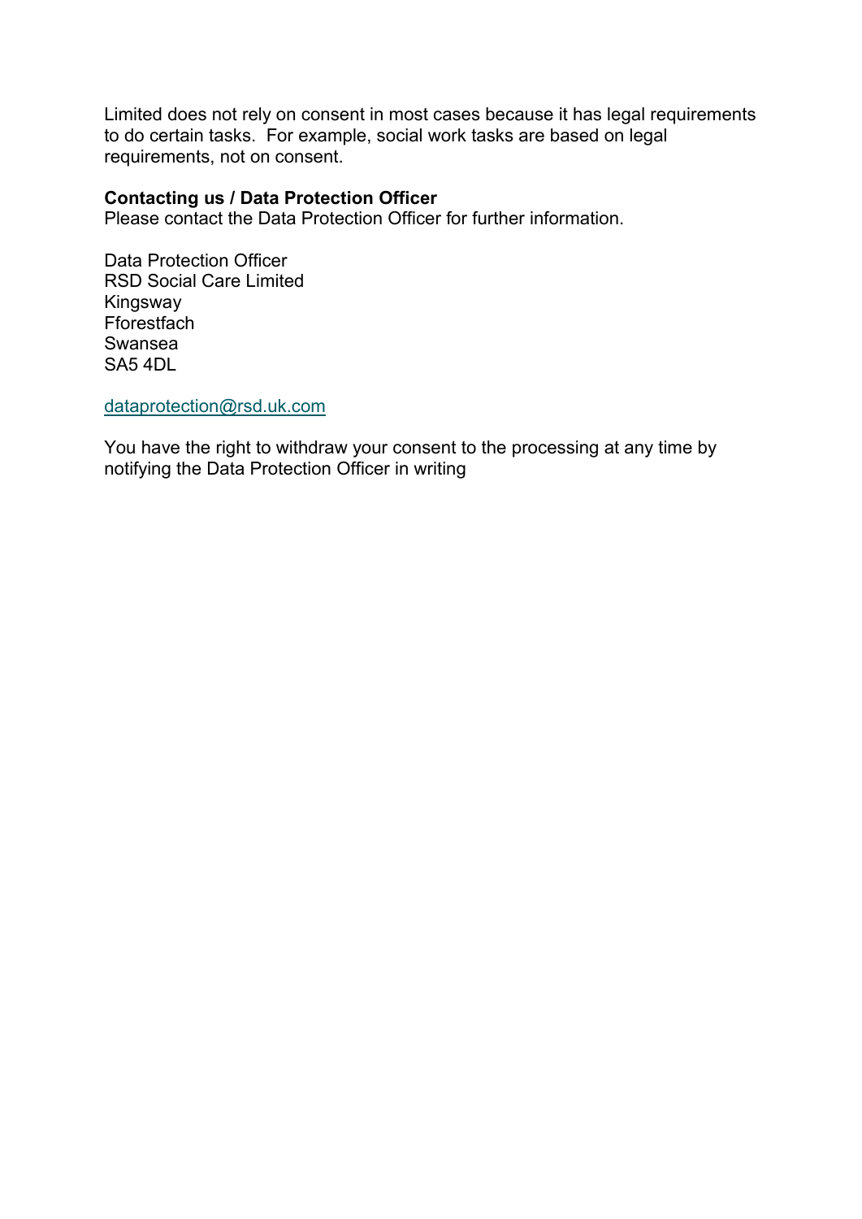Limited does not rely on consent in most cases because it has legal requirements to do certain tasks. For example, social work tasks are based on legal requirements, not on consent.

**Contacting us / Data Protection Officer**

Please contact the Data Protection Officer for further information.

Data Protection Officer
RSD Social Care Limited
Kingsway
Fforestfach
Swansea
SA5 4DL

dataprotection@rsd.uk.com

You have the right to withdraw your consent to the processing at any time by notifying the Data Protection Officer in writing